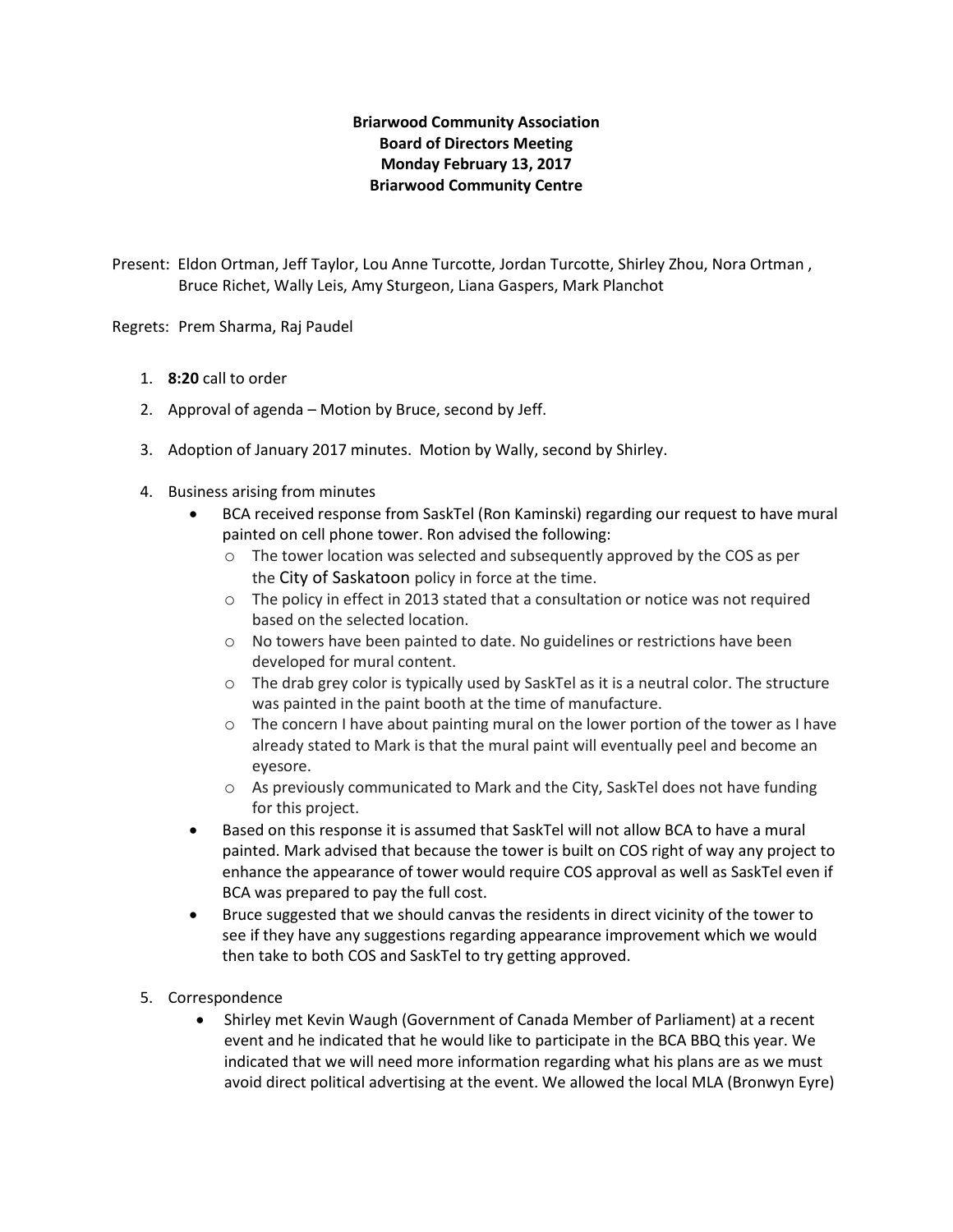**Briarwood Community Association**
**Board of Directors Meeting**
**Monday February 13, 2017**
**Briarwood Community Centre**

Present: Eldon Ortman, Jeff Taylor, Lou Anne Turcotte, Jordan Turcotte, Shirley Zhou, Nora Ortman , Bruce Richet, Wally Leis, Amy Sturgeon, Liana Gaspers, Mark Planchot

Regrets: Prem Sharma, Raj Paudel

1. **8:20** call to order
2. Approval of agenda – Motion by Bruce, second by Jeff.
3. Adoption of January 2017 minutes. Motion by Wally, second by Shirley.
4. Business arising from minutes
   - BCA received response from SaskTel (Ron Kaminski) regarding our request to have mural painted on cell phone tower. Ron advised the following:
     - The tower location was selected and subsequently approved by the COS as per the City of Saskatoon policy in force at the time.
     - The policy in effect in 2013 stated that a consultation or notice was not required based on the selected location.
     - No towers have been painted to date. No guidelines or restrictions have been developed for mural content.
     - The drab grey color is typically used by SaskTel as it is a neutral color. The structure was painted in the paint booth at the time of manufacture.
     - The concern I have about painting mural on the lower portion of the tower as I have already stated to Mark is that the mural paint will eventually peel and become an eyesore.
     - As previously communicated to Mark and the City, SaskTel does not have funding for this project.
   - Based on this response it is assumed that SaskTel will not allow BCA to have a mural painted. Mark advised that because the tower is built on COS right of way any project to enhance the appearance of tower would require COS approval as well as SaskTel even if BCA was prepared to pay the full cost.
   - Bruce suggested that we should canvas the residents in direct vicinity of the tower to see if they have any suggestions regarding appearance improvement which we would then take to both COS and SaskTel to try getting approved.
5. Correspondence
   - Shirley met Kevin Waugh (Government of Canada Member of Parliament) at a recent event and he indicated that he would like to participate in the BCA BBQ this year. We indicated that we will need more information regarding what his plans are as we must avoid direct political advertising at the event. We allowed the local MLA (Bronwyn Eyre)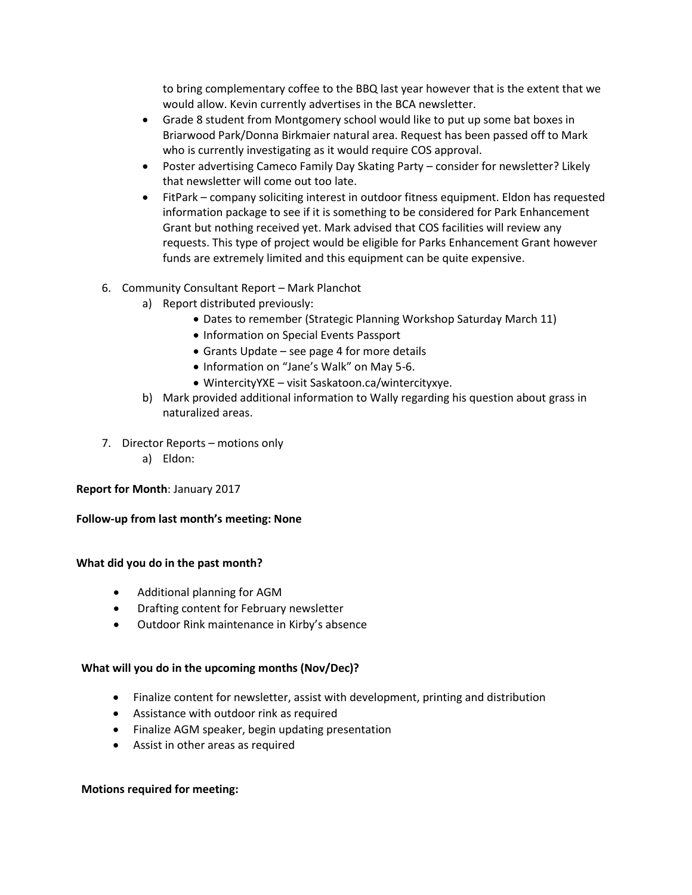to bring complementary coffee to the BBQ last year however that is the extent that we would allow. Kevin currently advertises in the BCA newsletter.

- Grade 8 student from Montgomery school would like to put up some bat boxes in Briarwood Park/Donna Birkmaier natural area. Request has been passed off to Mark who is currently investigating as it would require COS approval.
- Poster advertising Cameco Family Day Skating Party – consider for newsletter? Likely that newsletter will come out too late.
- FitPark – company soliciting interest in outdoor fitness equipment. Eldon has requested information package to see if it is something to be considered for Park Enhancement Grant but nothing received yet. Mark advised that COS facilities will review any requests. This type of project would be eligible for Parks Enhancement Grant however funds are extremely limited and this equipment can be quite expensive.

6. Community Consultant Report – Mark Planchot
   a) Report distributed previously:
      - Dates to remember (Strategic Planning Workshop Saturday March 11)
      - Information on Special Events Passport
      - Grants Update – see page 4 for more details
      - Information on "Jane's Walk" on May 5-6.
      - WintercityYXE – visit Saskatoon.ca/wintercityxye.
   b) Mark provided additional information to Wally regarding his question about grass in naturalized areas.

7. Director Reports – motions only
   a) Eldon:

**Report for Month**: January 2017

**Follow-up from last month's meeting: None**

**What did you do in the past month?**

- Additional planning for AGM
- Drafting content for February newsletter
- Outdoor Rink maintenance in Kirby's absence

**What will you do in the upcoming months (Nov/Dec)?**

- Finalize content for newsletter, assist with development, printing and distribution
- Assistance with outdoor rink as required
- Finalize AGM speaker, begin updating presentation
- Assist in other areas as required

**Motions required for meeting:**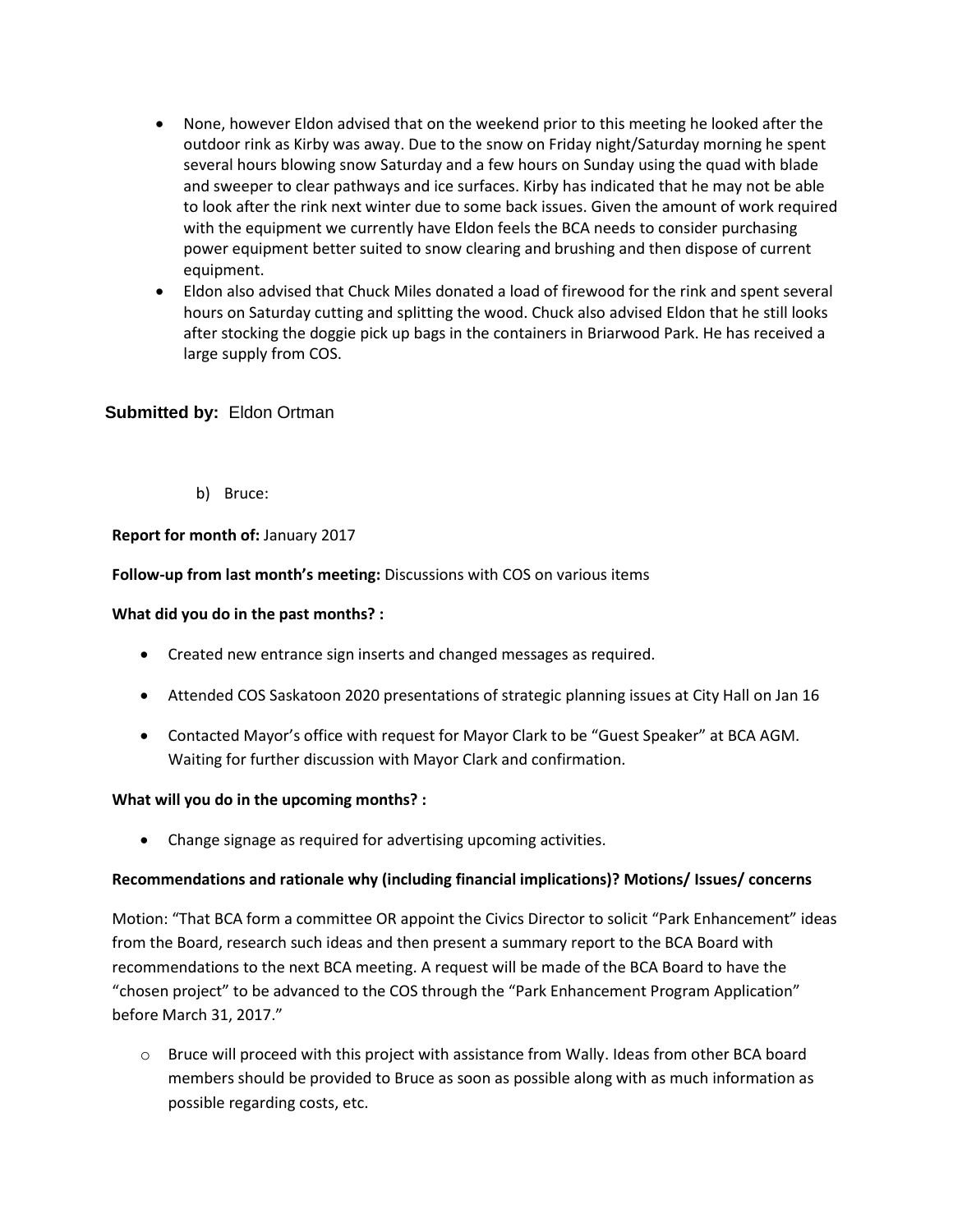- None, however Eldon advised that on the weekend prior to this meeting he looked after the outdoor rink as Kirby was away. Due to the snow on Friday night/Saturday morning he spent several hours blowing snow Saturday and a few hours on Sunday using the quad with blade and sweeper to clear pathways and ice surfaces. Kirby has indicated that he may not be able to look after the rink next winter due to some back issues. Given the amount of work required with the equipment we currently have Eldon feels the BCA needs to consider purchasing power equipment better suited to snow clearing and brushing and then dispose of current equipment.
- Eldon also advised that Chuck Miles donated a load of firewood for the rink and spent several hours on Saturday cutting and splitting the wood. Chuck also advised Eldon that he still looks after stocking the doggie pick up bags in the containers in Briarwood Park. He has received a large supply from COS.

**Submitted by:** Eldon Ortman

b) Bruce:

**Report for month of:** January 2017

**Follow-up from last month's meeting:** Discussions with COS on various items

**What did you do in the past months? :**

- Created new entrance sign inserts and changed messages as required.
- Attended COS Saskatoon 2020 presentations of strategic planning issues at City Hall on Jan 16
- Contacted Mayor's office with request for Mayor Clark to be "Guest Speaker" at BCA AGM. Waiting for further discussion with Mayor Clark and confirmation.

**What will you do in the upcoming months? :**

- Change signage as required for advertising upcoming activities.

**Recommendations and rationale why (including financial implications)? Motions/ Issues/ concerns**

Motion: "That BCA form a committee OR appoint the Civics Director to solicit "Park Enhancement" ideas from the Board, research such ideas and then present a summary report to the BCA Board with recommendations to the next BCA meeting. A request will be made of the BCA Board to have the "chosen project" to be advanced to the COS through the "Park Enhancement Program Application" before March 31, 2017."

- Bruce will proceed with this project with assistance from Wally. Ideas from other BCA board members should be provided to Bruce as soon as possible along with as much information as possible regarding costs, etc.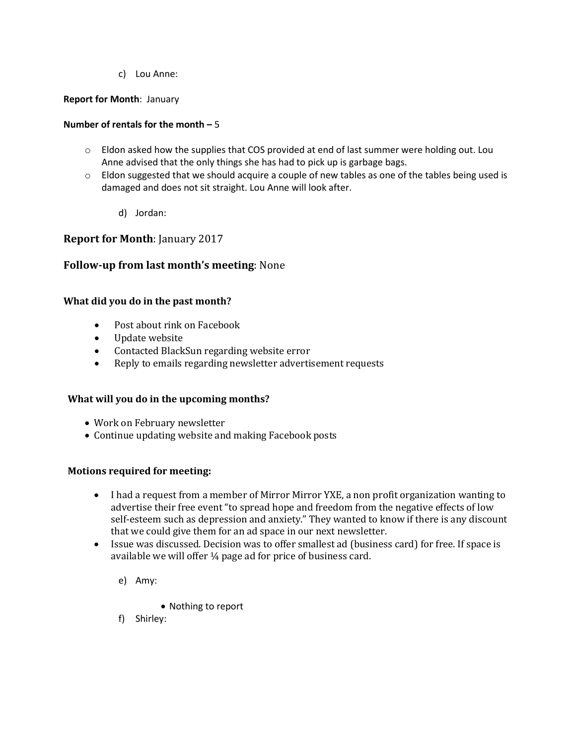c) Lou Anne:

**Report for Month**: January

**Number of rentals for the month –** 5

- Eldon asked how the supplies that COS provided at end of last summer were holding out. Lou Anne advised that the only things she has had to pick up is garbage bags.
- Eldon suggested that we should acquire a couple of new tables as one of the tables being used is damaged and does not sit straight. Lou Anne will look after.

d) Jordan:

## **Report for Month**: January 2017

## **Follow-up from last month's meeting**: None

**What did you do in the past month?**

- Post about rink on Facebook
- Update website
- Contacted BlackSun regarding website error
- Reply to emails regarding newsletter advertisement requests

**What will you do in the upcoming months?**

- Work on February newsletter
- Continue updating website and making Facebook posts

**Motions required for meeting:**

- I had a request from a member of Mirror Mirror YXE, a non profit organization wanting to advertise their free event "to spread hope and freedom from the negative effects of low self-esteem such as depression and anxiety." They wanted to know if there is any discount that we could give them for an ad space in our next newsletter.
- Issue was discussed. Decision was to offer smallest ad (business card) for free. If space is available we will offer ¼ page ad for price of business card.

e) Amy:

- Nothing to report

f) Shirley: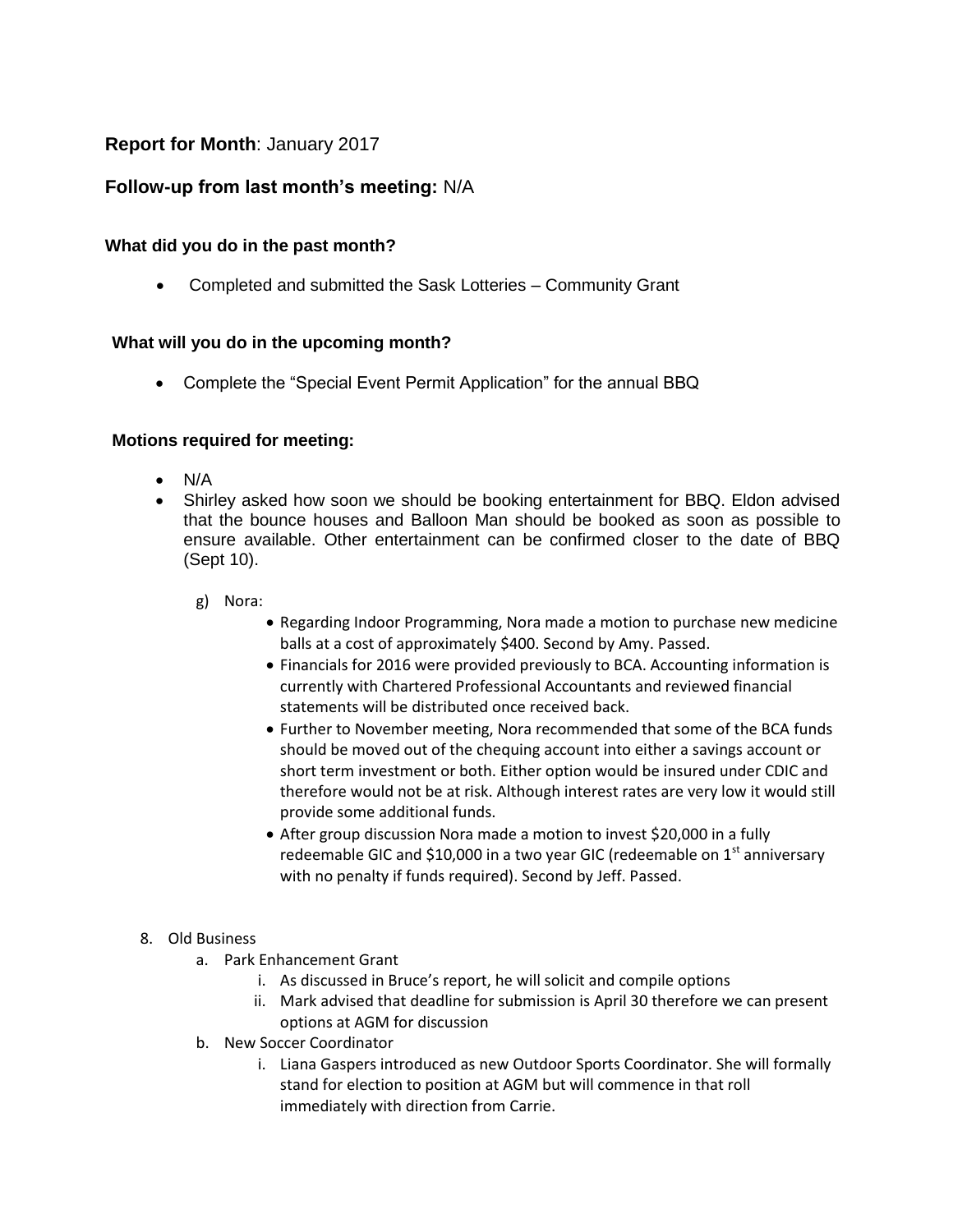**Report for Month**: January 2017

**Follow-up from last month's meeting:** N/A

**What did you do in the past month?**

- Completed and submitted the Sask Lotteries – Community Grant

**What will you do in the upcoming month?**

- Complete the "Special Event Permit Application" for the annual BBQ

**Motions required for meeting:**

- N/A
- Shirley asked how soon we should be booking entertainment for BBQ. Eldon advised that the bounce houses and Balloon Man should be booked as soon as possible to ensure available. Other entertainment can be confirmed closer to the date of BBQ (Sept 10).

g) Nora:

- Regarding Indoor Programming, Nora made a motion to purchase new medicine balls at a cost of approximately $400. Second by Amy. Passed.
- Financials for 2016 were provided previously to BCA. Accounting information is currently with Chartered Professional Accountants and reviewed financial statements will be distributed once received back.
- Further to November meeting, Nora recommended that some of the BCA funds should be moved out of the chequing account into either a savings account or short term investment or both. Either option would be insured under CDIC and therefore would not be at risk. Although interest rates are very low it would still provide some additional funds.
- After group discussion Nora made a motion to invest $20,000 in a fully redeemable GIC and $10,000 in a two year GIC (redeemable on 1st anniversary with no penalty if funds required). Second by Jeff. Passed.

8. Old Business
   a. Park Enhancement Grant
      i. As discussed in Bruce's report, he will solicit and compile options
      ii. Mark advised that deadline for submission is April 30 therefore we can present options at AGM for discussion
   b. New Soccer Coordinator
      i. Liana Gaspers introduced as new Outdoor Sports Coordinator. She will formally stand for election to position at AGM but will commence in that roll immediately with direction from Carrie.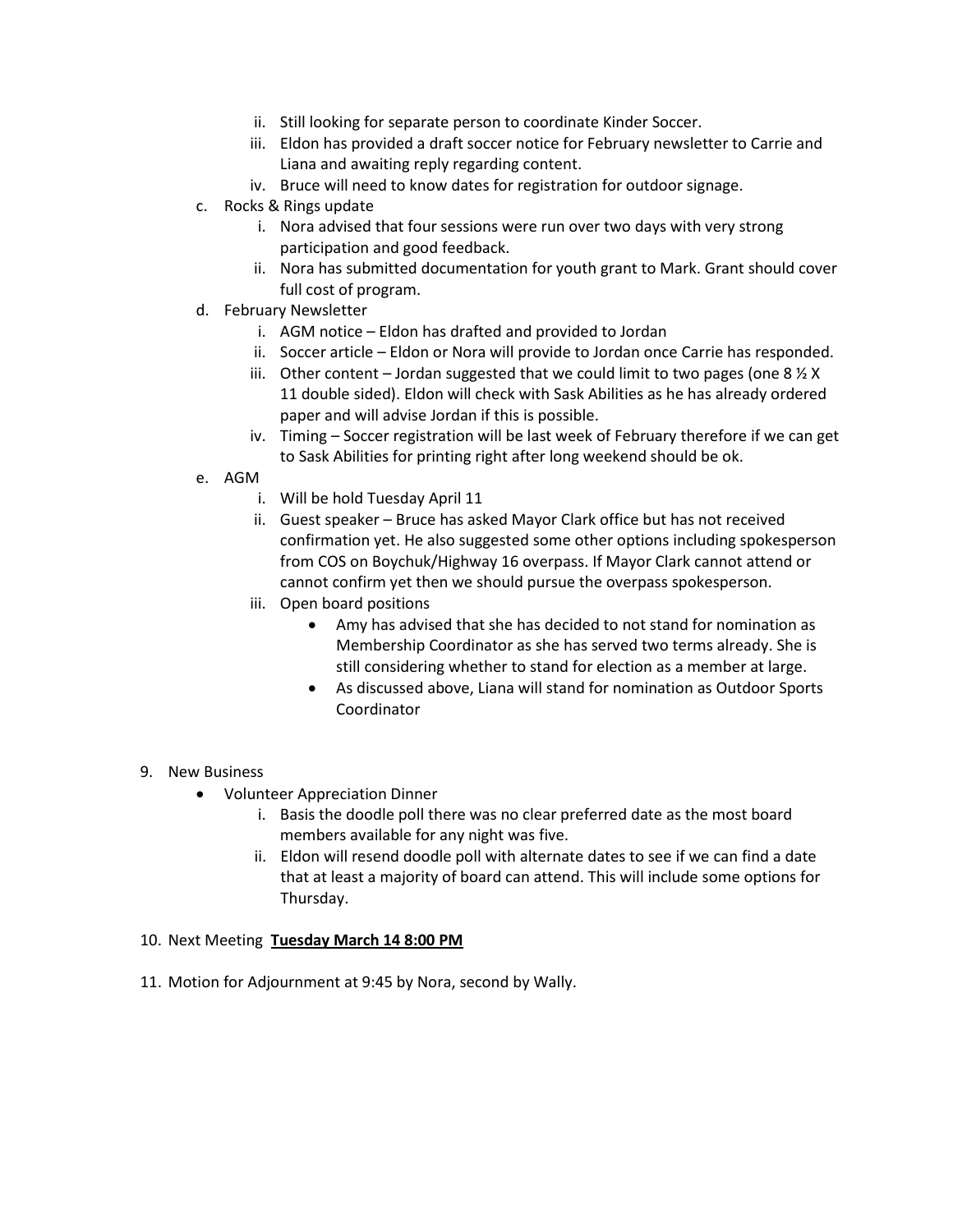ii. Still looking for separate person to coordinate Kinder Soccer.
   iii. Eldon has provided a draft soccer notice for February newsletter to Carrie and Liana and awaiting reply regarding content.
   iv. Bruce will need to know dates for registration for outdoor signage.

c. Rocks & Rings update
   i. Nora advised that four sessions were run over two days with very strong participation and good feedback.
   ii. Nora has submitted documentation for youth grant to Mark. Grant should cover full cost of program.

d. February Newsletter
   i. AGM notice – Eldon has drafted and provided to Jordan
   ii. Soccer article – Eldon or Nora will provide to Jordan once Carrie has responded.
   iii. Other content – Jordan suggested that we could limit to two pages (one 8 ½ X 11 double sided). Eldon will check with Sask Abilities as he has already ordered paper and will advise Jordan if this is possible.
   iv. Timing – Soccer registration will be last week of February therefore if we can get to Sask Abilities for printing right after long weekend should be ok.

e. AGM
   i. Will be hold Tuesday April 11
   ii. Guest speaker – Bruce has asked Mayor Clark office but has not received confirmation yet. He also suggested some other options including spokesperson from COS on Boychuk/Highway 16 overpass. If Mayor Clark cannot attend or cannot confirm yet then we should pursue the overpass spokesperson.
   iii. Open board positions
      - Amy has advised that she has decided to not stand for nomination as Membership Coordinator as she has served two terms already. She is still considering whether to stand for election as a member at large.
      - As discussed above, Liana will stand for nomination as Outdoor Sports Coordinator

9. New Business
   - Volunteer Appreciation Dinner
      i. Basis the doodle poll there was no clear preferred date as the most board members available for any night was five.
      ii. Eldon will resend doodle poll with alternate dates to see if we can find a date that at least a majority of board can attend. This will include some options for Thursday.

10. Next Meeting **<u>Tuesday March 14 8:00 PM</u>**

11. Motion for Adjournment at 9:45 by Nora, second by Wally.